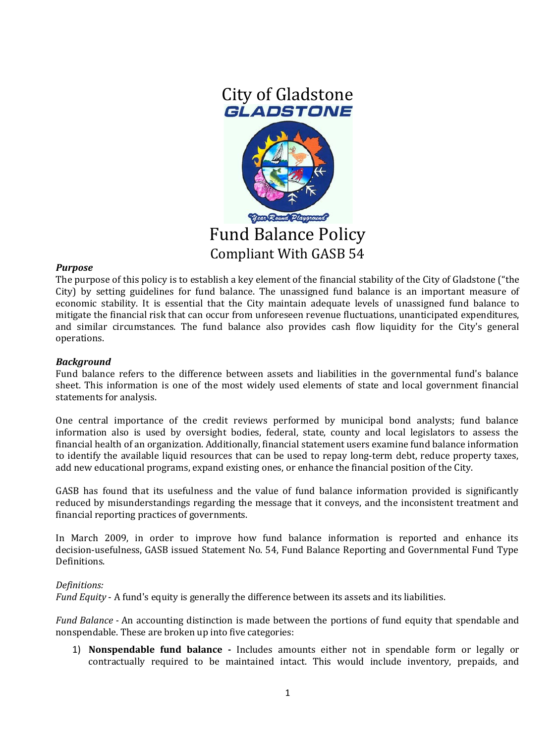# City of Gladstone

# Fund Balance Policy

## Compliant With GASB 54

***Purpose***

The purpose of this policy is to establish a key element of the financial stability of the City of Gladstone ("the City) by setting guidelines for fund balance. The unassigned fund balance is an important measure of economic stability. It is essential that the City maintain adequate levels of unassigned fund balance to mitigate the financial risk that can occur from unforeseen revenue fluctuations, unanticipated expenditures, and similar circumstances. The fund balance also provides cash flow liquidity for the City's general operations.

***Background***

Fund balance refers to the difference between assets and liabilities in the governmental fund's balance sheet. This information is one of the most widely used elements of state and local government financial statements for analysis.

One central importance of the credit reviews performed by municipal bond analysts; fund balance information also is used by oversight bodies, federal, state, county and local legislators to assess the financial health of an organization. Additionally, financial statement users examine fund balance information to identify the available liquid resources that can be used to repay long-term debt, reduce property taxes, add new educational programs, expand existing ones, or enhance the financial position of the City.

GASB has found that its usefulness and the value of fund balance information provided is significantly reduced by misunderstandings regarding the message that it conveys, and the inconsistent treatment and financial reporting practices of governments.

In March 2009, in order to improve how fund balance information is reported and enhance its decision-usefulness, GASB issued Statement No. 54, Fund Balance Reporting and Governmental Fund Type Definitions.

*Definitions:*

*Fund Equity* - A fund's equity is generally the difference between its assets and its liabilities.

*Fund Balance* - An accounting distinction is made between the portions of fund equity that spendable and nonspendable. These are broken up into five categories:

1) **Nonspendable fund balance -** Includes amounts either not in spendable form or legally or contractually required to be maintained intact. This would include inventory, prepaids, and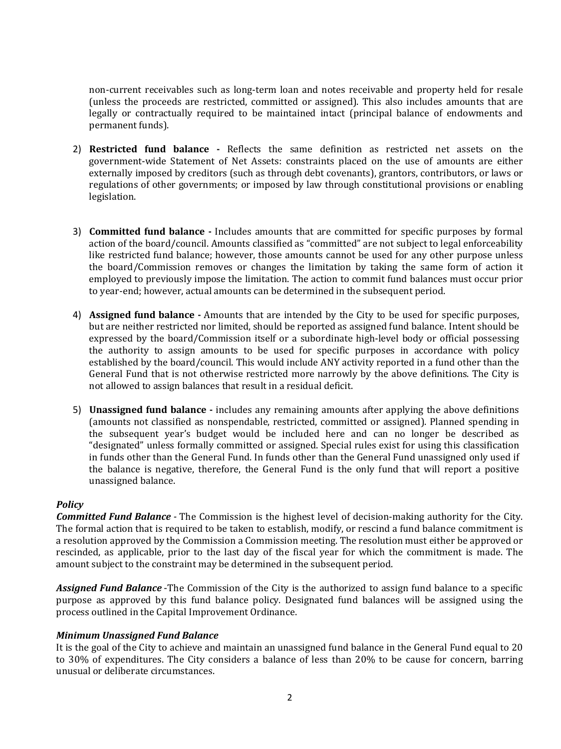non-current receivables such as long-term loan and notes receivable and property held for resale (unless the proceeds are restricted, committed or assigned). This also includes amounts that are legally or contractually required to be maintained intact (principal balance of endowments and permanent funds).

2) **Restricted fund balance -** Reflects the same definition as restricted net assets on the government-wide Statement of Net Assets: constraints placed on the use of amounts are either externally imposed by creditors (such as through debt covenants), grantors, contributors, or laws or regulations of other governments; or imposed by law through constitutional provisions or enabling legislation.

3) **Committed fund balance -** Includes amounts that are committed for specific purposes by formal action of the board/council. Amounts classified as "committed" are not subject to legal enforceability like restricted fund balance; however, those amounts cannot be used for any other purpose unless the board/Commission removes or changes the limitation by taking the same form of action it employed to previously impose the limitation. The action to commit fund balances must occur prior to year-end; however, actual amounts can be determined in the subsequent period.

4) **Assigned fund balance -** Amounts that are intended by the City to be used for specific purposes, but are neither restricted nor limited, should be reported as assigned fund balance. Intent should be expressed by the board/Commission itself or a subordinate high-level body or official possessing the authority to assign amounts to be used for specific purposes in accordance with policy established by the board/council. This would include ANY activity reported in a fund other than the General Fund that is not otherwise restricted more narrowly by the above definitions. The City is not allowed to assign balances that result in a residual deficit.

5) **Unassigned fund balance -** includes any remaining amounts after applying the above definitions (amounts not classified as nonspendable, restricted, committed or assigned). Planned spending in the subsequent year's budget would be included here and can no longer be described as "designated" unless formally committed or assigned. Special rules exist for using this classification in funds other than the General Fund. In funds other than the General Fund unassigned only used if the balance is negative, therefore, the General Fund is the only fund that will report a positive unassigned balance.

***Policy***

***Committed Fund Balance*** - The Commission is the highest level of decision-making authority for the City. The formal action that is required to be taken to establish, modify, or rescind a fund balance commitment is a resolution approved by the Commission a Commission meeting. The resolution must either be approved or rescinded, as applicable, prior to the last day of the fiscal year for which the commitment is made. The amount subject to the constraint may be determined in the subsequent period.

***Assigned Fund Balance*** -The Commission of the City is the authorized to assign fund balance to a specific purpose as approved by this fund balance policy. Designated fund balances will be assigned using the process outlined in the Capital Improvement Ordinance.

***Minimum Unassigned Fund Balance***

It is the goal of the City to achieve and maintain an unassigned fund balance in the General Fund equal to 20 to 30% of expenditures. The City considers a balance of less than 20% to be cause for concern, barring unusual or deliberate circumstances.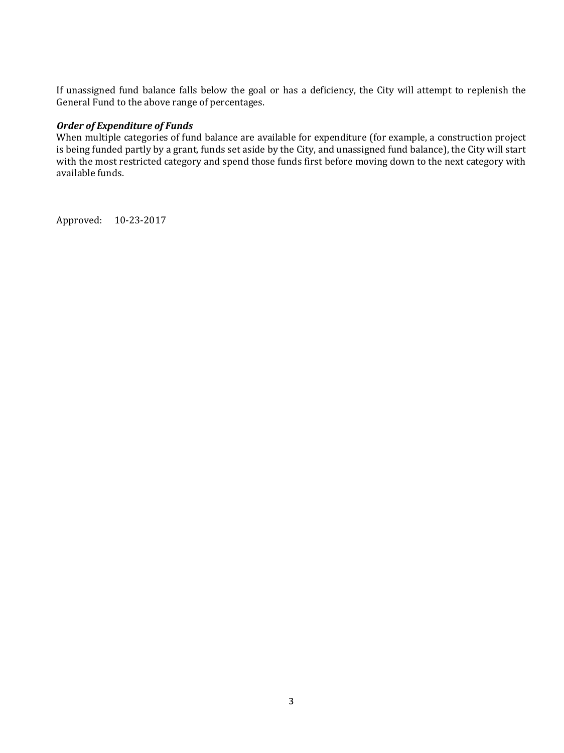If unassigned fund balance falls below the goal or has a deficiency, the City will attempt to replenish the General Fund to the above range of percentages.

***Order of Expenditure of Funds***

When multiple categories of fund balance are available for expenditure (for example, a construction project is being funded partly by a grant, funds set aside by the City, and unassigned fund balance), the City will start with the most restricted category and spend those funds first before moving down to the next category with available funds.

Approved: 10-23-2017